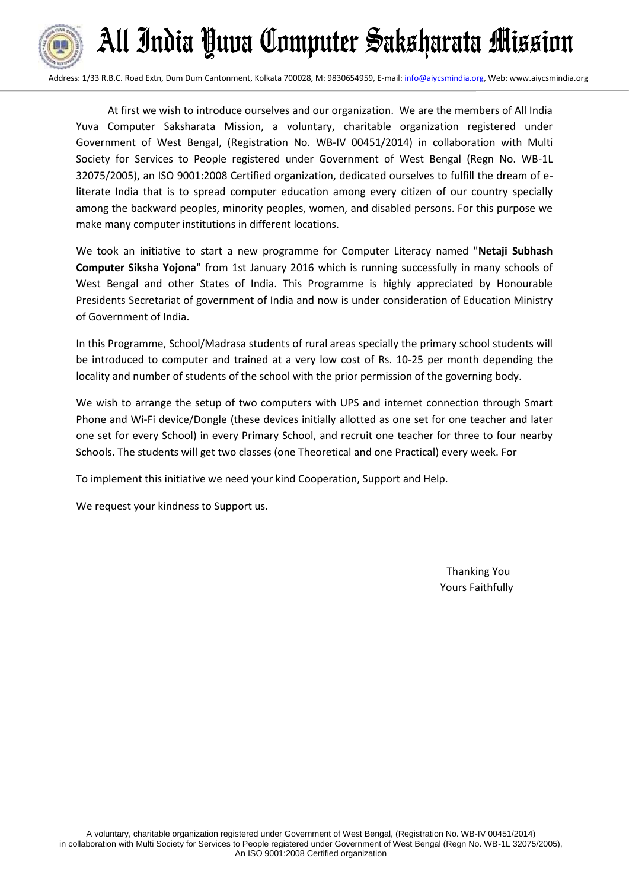# All India Yuva Computer Saksharata Mission

Address: 1/33 R.B.C. Road Extn, Dum Dum Cantonment, Kolkata 700028, M: 9830654959, E-mail: info@aiycsmindia.org, Web: www.aiycsmindia.org

At first we wish to introduce ourselves and our organization. We are the members of All India Yuva Computer Saksharata Mission, a voluntary, charitable organization registered under Government of West Bengal, (Registration No. WB-IV 00451/2014) in collaboration with Multi Society for Services to People registered under Government of West Bengal (Regn No. WB-1L 32075/2005), an ISO 9001:2008 Certified organization, dedicated ourselves to fulfill the dream of e-literate India that is to spread computer education among every citizen of our country specially among the backward peoples, minority peoples, women, and disabled persons. For this purpose we make many computer institutions in different locations.

We took an initiative to start a new programme for Computer Literacy named "**Netaji Subhash Computer Siksha Yojona**" from 1st January 2016 which is running successfully in many schools of West Bengal and other States of India. This Programme is highly appreciated by Honourable Presidents Secretariat of government of India and now is under consideration of Education Ministry of Government of India.

In this Programme, School/Madrasa students of rural areas specially the primary school students will be introduced to computer and trained at a very low cost of Rs. 10-25 per month depending the locality and number of students of the school with the prior permission of the governing body.

We wish to arrange the setup of two computers with UPS and internet connection through Smart Phone and Wi-Fi device/Dongle (these devices initially allotted as one set for one teacher and later one set for every School) in every Primary School, and recruit one teacher for three to four nearby Schools. The students will get two classes (one Theoretical and one Practical) every week. For

To implement this initiative we need your kind Cooperation, Support and Help.

We request your kindness to Support us.

Thanking You
Yours Faithfully

A voluntary, charitable organization registered under Government of West Bengal, (Registration No. WB-IV 00451/2014) in collaboration with Multi Society for Services to People registered under Government of West Bengal (Regn No. WB-1L 32075/2005), An ISO 9001:2008 Certified organization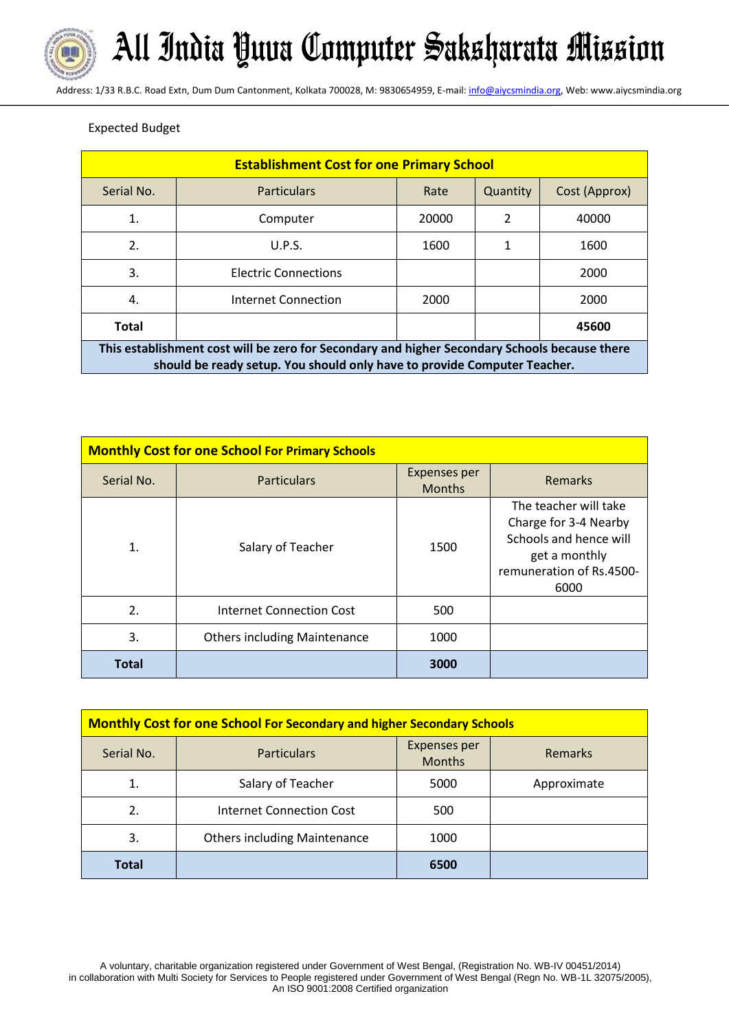Expected Budget

| Establishment Cost for one Primary School | | | | |
|---|---|---|---|---|
| Serial No. | Particulars | Rate | Quantity | Cost (Approx) |
| 1. | Computer | 20000 | 2 | 40000 |
| 2. | U.P.S. | 1600 | 1 | 1600 |
| 3. | Electric Connections | | | 2000 |
| 4. | Internet Connection | 2000 | | 2000 |
| **Total** | | | | **45600** |

**This establishment cost will be zero for Secondary and higher Secondary Schools because there should be ready setup. You should only have to provide Computer Teacher.**

| Monthly Cost for one School For Primary Schools | | | |
|---|---|---|---|
| Serial No. | Particulars | Expenses per Months | Remarks |
| 1. | Salary of Teacher | 1500 | The teacher will take Charge for 3-4 Nearby Schools and hence will get a monthly remuneration of Rs.4500-6000 |
| 2. | Internet Connection Cost | 500 | |
| 3. | Others including Maintenance | 1000 | |
| **Total** | | **3000** | |

| Monthly Cost for one School For Secondary and higher Secondary Schools | | | |
|---|---|---|---|
| Serial No. | Particulars | Expenses per Months | Remarks |
| 1. | Salary of Teacher | 5000 | Approximate |
| 2. | Internet Connection Cost | 500 | |
| 3. | Others including Maintenance | 1000 | |
| **Total** | | **6500** | |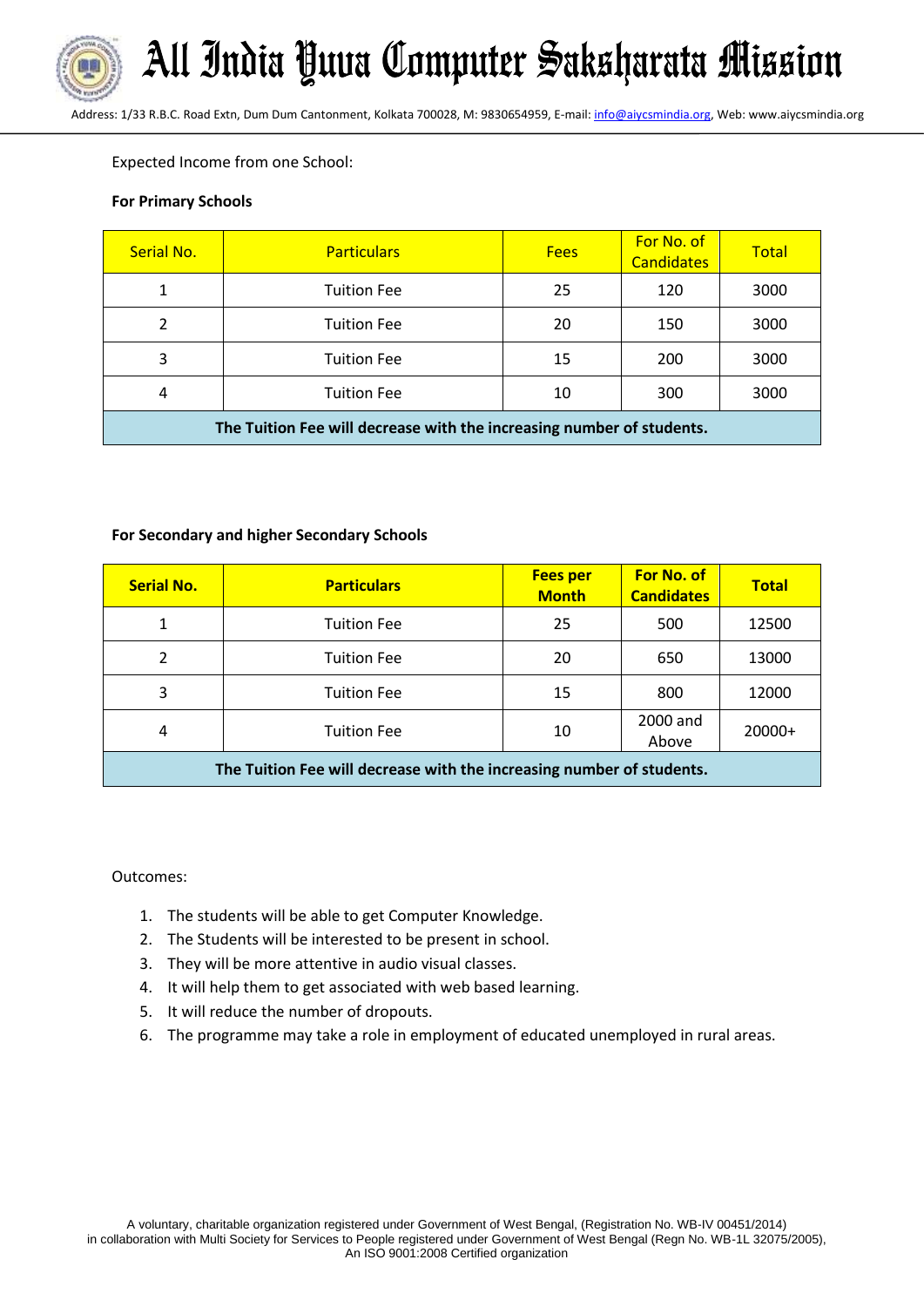Expected Income from one School:

**For Primary Schools**

| Serial No. | Particulars | Fees | For No. of Candidates | Total |
|---|---|---|---|---|
| 1 | Tuition Fee | 25 | 120 | 3000 |
| 2 | Tuition Fee | 20 | 150 | 3000 |
| 3 | Tuition Fee | 15 | 200 | 3000 |
| 4 | Tuition Fee | 10 | 300 | 3000 |
| **The Tuition Fee will decrease with the increasing number of students.** | | | | |

**For Secondary and higher Secondary Schools**

| **Serial No.** | **Particulars** | **Fees per Month** | **For No. of Candidates** | **Total** |
|---|---|---|---|---|
| 1 | Tuition Fee | 25 | 500 | 12500 |
| 2 | Tuition Fee | 20 | 650 | 13000 |
| 3 | Tuition Fee | 15 | 800 | 12000 |
| 4 | Tuition Fee | 10 | 2000 and Above | 20000+ |
| **The Tuition Fee will decrease with the increasing number of students.** | | | | |

Outcomes:

1. The students will be able to get Computer Knowledge.
2. The Students will be interested to be present in school.
3. They will be more attentive in audio visual classes.
4. It will help them to get associated with web based learning.
5. It will reduce the number of dropouts.
6. The programme may take a role in employment of educated unemployed in rural areas.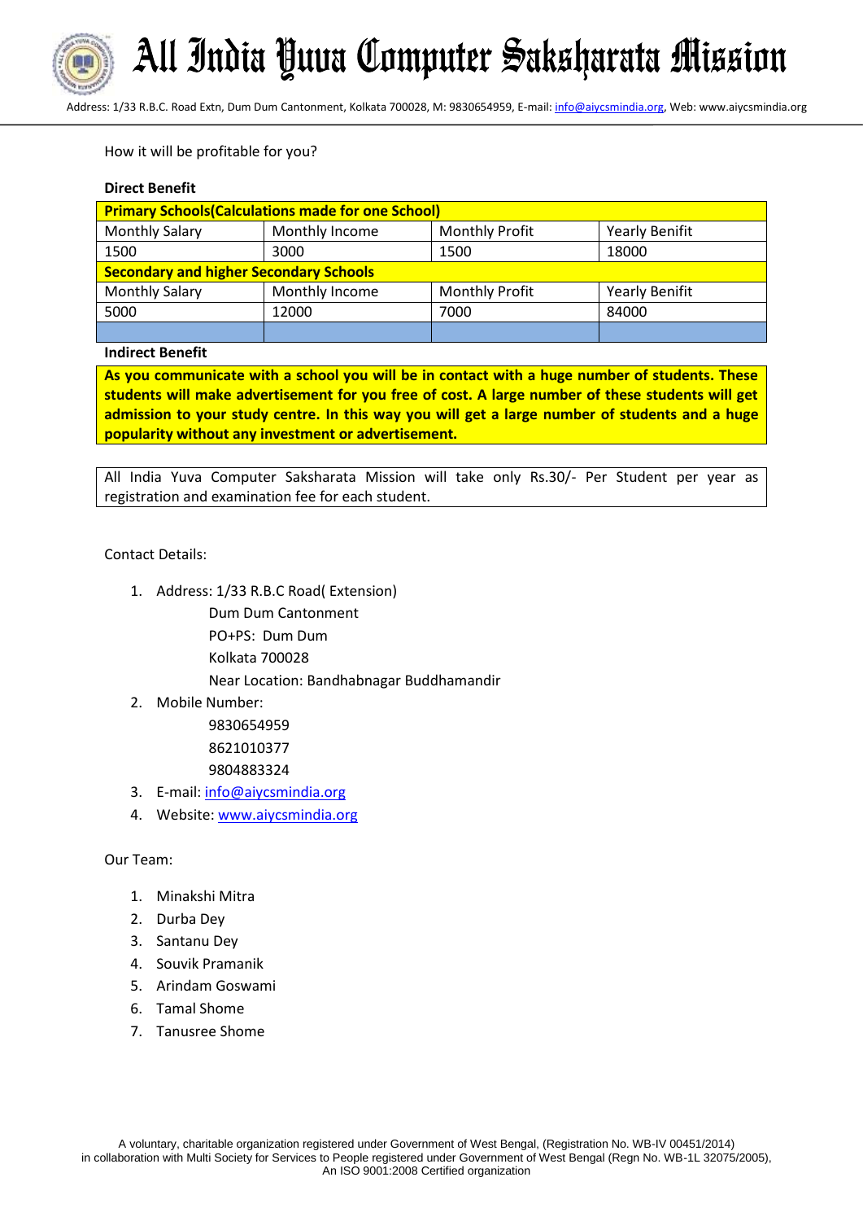How it will be profitable for you?

**Direct Benefit**

| **Primary Schools(Calculations made for one School)** | | | |
|---|---|---|---|
| Monthly Salary | Monthly Income | Monthly Profit | Yearly Benifit |
| 1500 | 3000 | 1500 | 18000 |
| **Secondary and higher Secondary Schools** | | | |
| Monthly Salary | Monthly Income | Monthly Profit | Yearly Benifit |
| 5000 | 12000 | 7000 | 84000 |
| | | | |

**Indirect Benefit**

**As you communicate with a school you will be in contact with a huge number of students. These students will make advertisement for you free of cost. A large number of these students will get admission to your study centre. In this way you will get a large number of students and a huge popularity without any investment or advertisement.**

All India Yuva Computer Saksharata Mission will take only Rs.30/- Per Student per year as registration and examination fee for each student.

Contact Details:

1. Address: 1/33 R.B.C Road( Extension)
   Dum Dum Cantonment
   PO+PS: Dum Dum
   Kolkata 700028
   Near Location: Bandhabnagar Buddhamandir
2. Mobile Number:
   9830654959
   8621010377
   9804883324
3. E-mail: info@aiycsmindia.org
4. Website: www.aiycsmindia.org

Our Team:

1. Minakshi Mitra
2. Durba Dey
3. Santanu Dey
4. Souvik Pramanik
5. Arindam Goswami
6. Tamal Shome
7. Tanusree Shome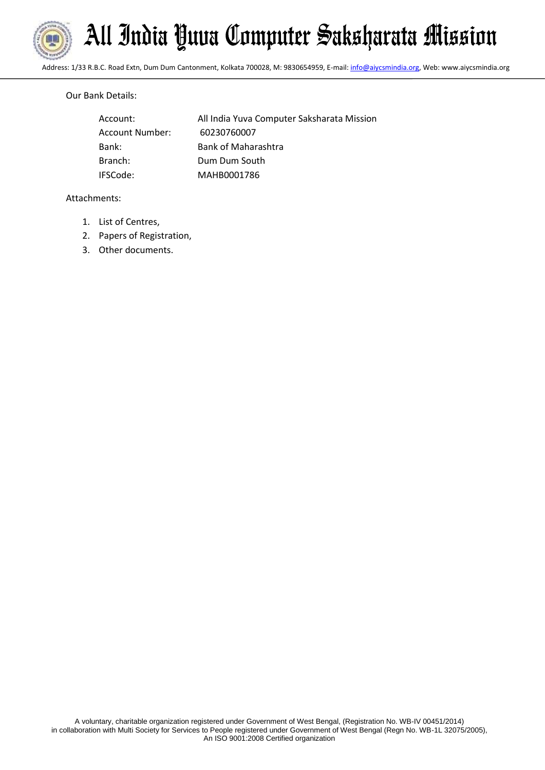Our Bank Details:

| | |
|---|---|
| Account: | All India Yuva Computer Saksharata Mission |
| Account Number: | 60230760007 |
| Bank: | Bank of Maharashtra |
| Branch: | Dum Dum South |
| IFSCode: | MAHB0001786 |

Attachments:

1. List of Centres,
2. Papers of Registration,
3. Other documents.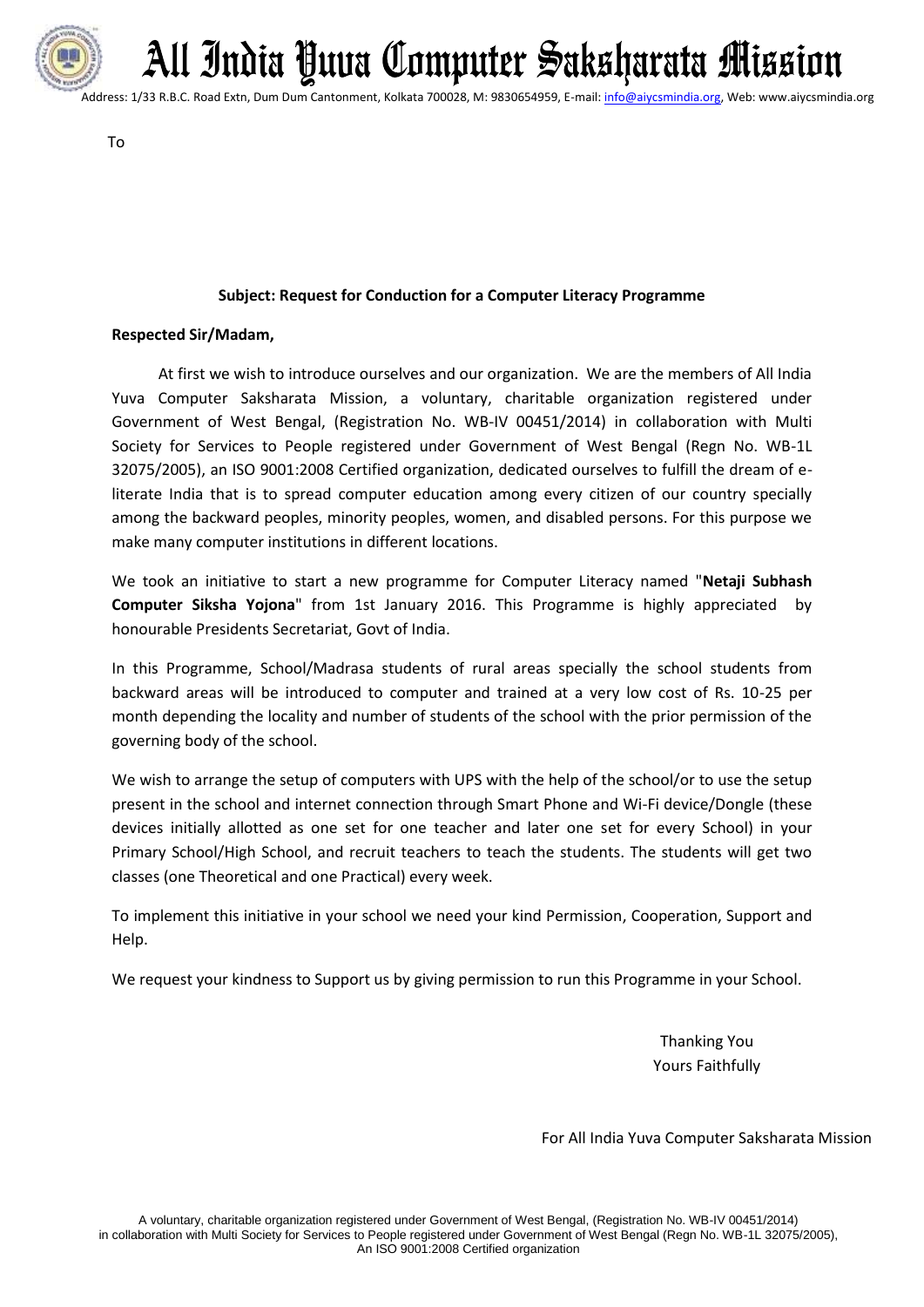# All India Yuva Computer Saksharata Mission

Address: 1/33 R.B.C. Road Extn, Dum Dum Cantonment, Kolkata 700028, M: 9830654959, E-mail: info@aiycsmindia.org, Web: www.aiycsmindia.org

To

**Subject: Request for Conduction for a Computer Literacy Programme**

**Respected Sir/Madam,**

At first we wish to introduce ourselves and our organization. We are the members of All India Yuva Computer Saksharata Mission, a voluntary, charitable organization registered under Government of West Bengal, (Registration No. WB-IV 00451/2014) in collaboration with Multi Society for Services to People registered under Government of West Bengal (Regn No. WB-1L 32075/2005), an ISO 9001:2008 Certified organization, dedicated ourselves to fulfill the dream of e-literate India that is to spread computer education among every citizen of our country specially among the backward peoples, minority peoples, women, and disabled persons. For this purpose we make many computer institutions in different locations.

We took an initiative to start a new programme for Computer Literacy named "**Netaji Subhash Computer Siksha Yojona**" from 1st January 2016. This Programme is highly appreciated by honourable Presidents Secretariat, Govt of India.

In this Programme, School/Madrasa students of rural areas specially the school students from backward areas will be introduced to computer and trained at a very low cost of Rs. 10-25 per month depending the locality and number of students of the school with the prior permission of the governing body of the school.

We wish to arrange the setup of computers with UPS with the help of the school/or to use the setup present in the school and internet connection through Smart Phone and Wi-Fi device/Dongle (these devices initially allotted as one set for one teacher and later one set for every School) in your Primary School/High School, and recruit teachers to teach the students. The students will get two classes (one Theoretical and one Practical) every week.

To implement this initiative in your school we need your kind Permission, Cooperation, Support and Help.

We request your kindness to Support us by giving permission to run this Programme in your School.

Thanking You

Yours Faithfully

For All India Yuva Computer Saksharata Mission

A voluntary, charitable organization registered under Government of West Bengal, (Registration No. WB-IV 00451/2014) in collaboration with Multi Society for Services to People registered under Government of West Bengal (Regn No. WB-1L 32075/2005), An ISO 9001:2008 Certified organization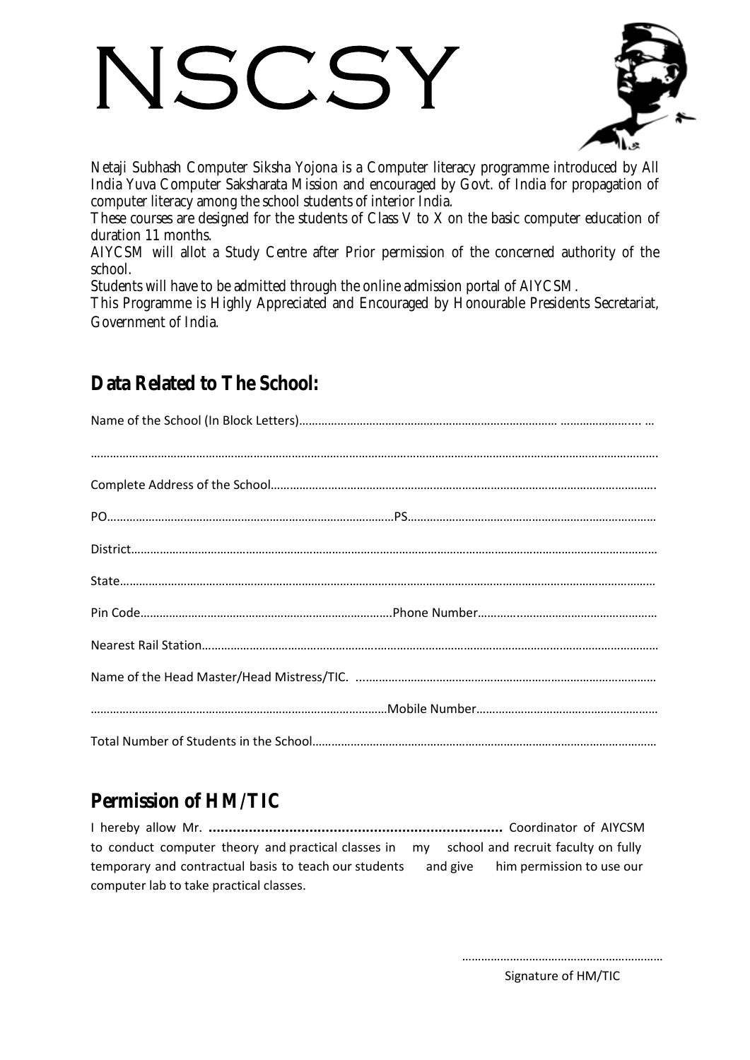# NSCSY

Netaji Subhash Computer Siksha Yojona is a Computer literacy programme introduced by All India Yuva Computer Saksharata Mission and encouraged by Govt. of India for propagation of computer literacy among the school students of interior India.

These courses are designed for the students of Class V to X on the basic computer education of duration 11 months.

AIYCSM will allot a Study Centre after Prior permission of the concerned authority of the school.

Students will have to be admitted through the online admission portal of AIYCSM.

This Programme is Highly Appreciated and Encouraged by Honourable Presidents Secretariat, Government of India.

## Data Related to The School:

Name of the School (In Block Letters)………………………………………………………………………. …………………….. …

……………………………………………………………………………………………………………………………………………………………

Complete Address of the School……………………………………………………………………………………………………….

PO…………………………………………………………………………………PS……………………………………………………………………

District…………………………………………………………………………………………………………………………………………………

State……………………………………………………………………………………………………………………………………………………

Pin Code……………………………………………………………………Phone Number……………………………………………………

Nearest Rail Station……………………………………………………………………………………………………………………………

Name of the Head Master/Head Mistress/TIC. …………………………………………………………………………………

…………………………………………………………………………………Mobile Number…………………………………………………

Total Number of Students in the School………………………………………………………………………………………………

## Permission of HM/TIC

I hereby allow Mr. **…………………………………………………………………** Coordinator of AIYCSM to conduct computer theory and practical classes in my school and recruit faculty on fully temporary and contractual basis to teach our students and give him permission to use our computer lab to take practical classes.

……………………………………………………

Signature of HM/TIC